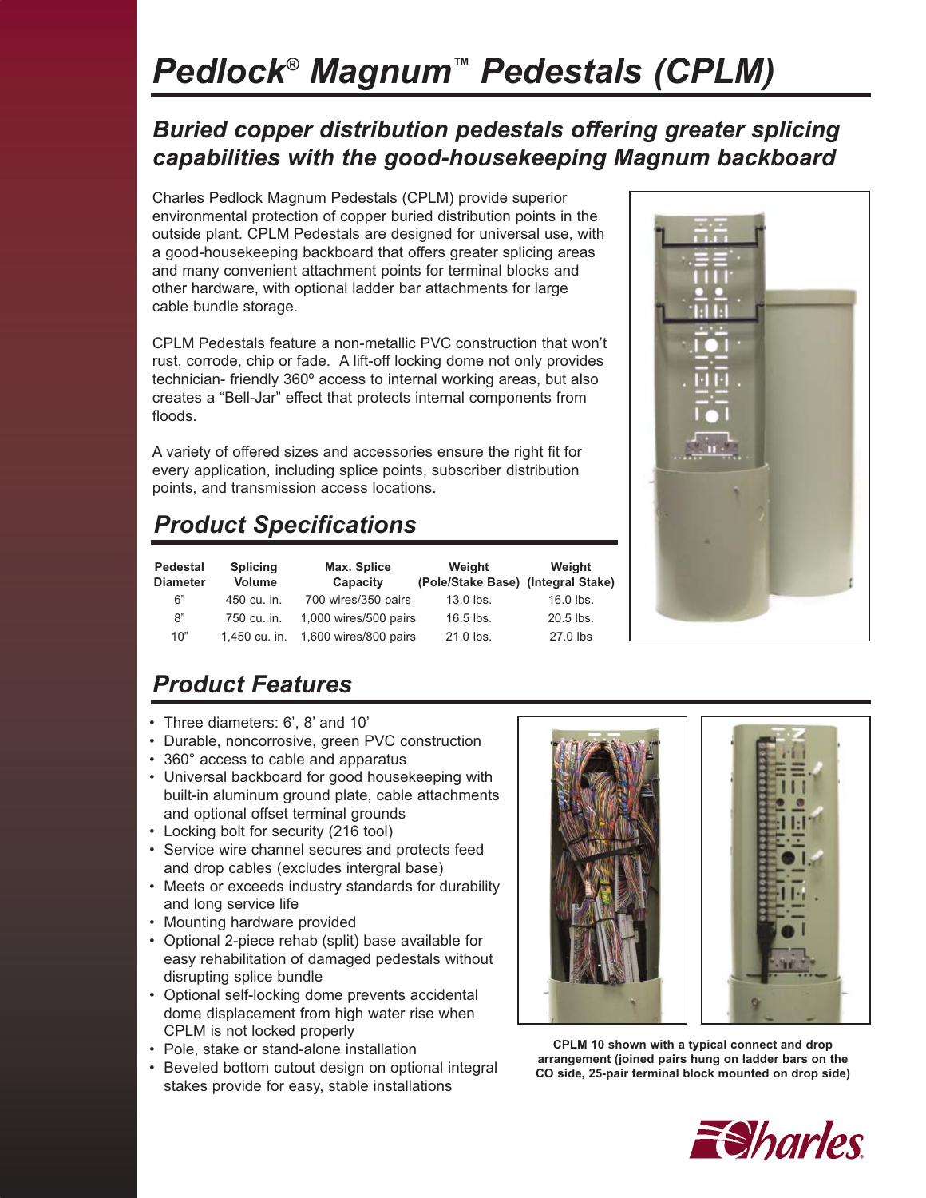# *Pedlock® Magnum™ Pedestals (CPLM)*

## *Buried copper distribution pedestals offering greater splicing capabilities with the good-housekeeping Magnum backboard*

Charles Pedlock Magnum Pedestals (CPLM) provide superior environmental protection of copper buried distribution points in the outside plant. CPLM Pedestals are designed for universal use, with a good-housekeeping backboard that offers greater splicing areas and many convenient attachment points for terminal blocks and other hardware, with optional ladder bar attachments for large cable bundle storage.

CPLM Pedestals feature a non-metallic PVC construction that won't rust, corrode, chip or fade. A lift-off locking dome not only provides technician- friendly 360º access to internal working areas, but also creates a "Bell-Jar" effect that protects internal components from floods.

A variety of offered sizes and accessories ensure the right fit for every application, including splice points, subscriber distribution points, and transmission access locations.

## *Product Specifications*

| Pedestal Diameter | Splicing Volume | Max. Splice Capacity | Weight (Pole/Stake Base) | Weight (Integral Stake) |
|---|---|---|---|---|
| 6" | 450 cu. in. | 700 wires/350 pairs | 13.0 lbs. | 16.0 lbs. |
| 8" | 750 cu. in. | 1,000 wires/500 pairs | 16.5 lbs. | 20.5 lbs. |
| 10" | 1,450 cu. in. | 1,600 wires/800 pairs | 21.0 lbs. | 27.0 lbs |

## *Product Features*

- Three diameters: 6', 8' and 10'
- Durable, noncorrosive, green PVC construction
- 360° access to cable and apparatus
- Universal backboard for good housekeeping with built-in aluminum ground plate, cable attachments and optional offset terminal grounds
- Locking bolt for security (216 tool)
- Service wire channel secures and protects feed and drop cables (excludes intergral base)
- Meets or exceeds industry standards for durability and long service life
- Mounting hardware provided
- Optional 2-piece rehab (split) base available for easy rehabilitation of damaged pedestals without disrupting splice bundle
- Optional self-locking dome prevents accidental dome displacement from high water rise when CPLM is not locked properly
- Pole, stake or stand-alone installation
- Beveled bottom cutout design on optional integral stakes provide for easy, stable installations

**CPLM 10 shown with a typical connect and drop arrangement (joined pairs hung on ladder bars on the CO side, 25-pair terminal block mounted on drop side)**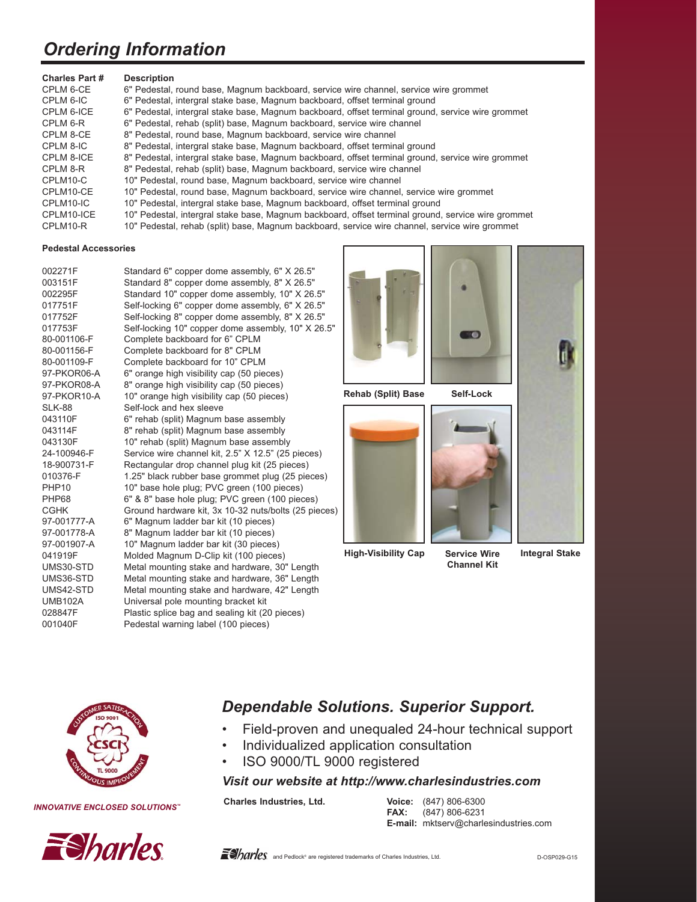## Ordering Information

| Charles Part # | Description |
|---|---|
| CPLM 6-CE | 6" Pedestal, round base, Magnum backboard, service wire channel, service wire grommet |
| CPLM 6-IC | 6" Pedestal, intergral stake base, Magnum backboard, offset terminal ground |
| CPLM 6-ICE | 6" Pedestal, intergral stake base, Magnum backboard, offset terminal ground, service wire grommet |
| CPLM 6-R | 6" Pedestal, rehab (split) base, Magnum backboard, service wire channel |
| CPLM 8-CE | 8" Pedestal, round base, Magnum backboard, service wire channel |
| CPLM 8-IC | 8" Pedestal, intergral stake base, Magnum backboard, offset terminal ground |
| CPLM 8-ICE | 8" Pedestal, intergral stake base, Magnum backboard, offset terminal ground, service wire grommet |
| CPLM 8-R | 8" Pedestal, rehab (split) base, Magnum backboard, service wire channel |
| CPLM10-C | 10" Pedestal, round base, Magnum backboard, service wire channel |
| CPLM10-CE | 10" Pedestal, round base, Magnum backboard, service wire channel, service wire grommet |
| CPLM10-IC | 10" Pedestal, intergral stake base, Magnum backboard, offset terminal ground |
| CPLM10-ICE | 10" Pedestal, intergral stake base, Magnum backboard, offset terminal ground, service wire grommet |
| CPLM10-R | 10" Pedestal, rehab (split) base, Magnum backboard, service wire channel, service wire grommet |

**Pedestal Accessories**

| | |
|---|---|
| 002271F | Standard 6" copper dome assembly, 6" X 26.5" |
| 003151F | Standard 8" copper dome assembly, 8" X 26.5" |
| 002295F | Standard 10" copper dome assembly, 10" X 26.5" |
| 017751F | Self-locking 6" copper dome assembly, 6" X 26.5" |
| 017752F | Self-locking 8" copper dome assembly, 8" X 26.5" |
| 017753F | Self-locking 10" copper dome assembly, 10" X 26.5" |
| 80-001106-F | Complete backboard for 6" CPLM |
| 80-001156-F | Complete backboard for 8" CPLM |
| 80-001109-F | Complete backboard for 10" CPLM |
| 97-PKOR06-A | 6" orange high visibility cap (50 pieces) |
| 97-PKOR08-A | 8" orange high visibility cap (50 pieces) |
| 97-PKOR10-A | 10" orange high visibility cap (50 pieces) |
| SLK-88 | Self-lock and hex sleeve |
| 043110F | 6" rehab (split) Magnum base assembly |
| 043114F | 8" rehab (split) Magnum base assembly |
| 043130F | 10" rehab (split) Magnum base assembly |
| 24-100946-F | Service wire channel kit, 2.5" X 12.5" (25 pieces) |
| 18-900731-F | Rectangular drop channel plug kit (25 pieces) |
| 010376-F | 1.25" black rubber base grommet plug (25 pieces) |
| PHP10 | 10" base hole plug; PVC green (100 pieces) |
| PHP68 | 6" & 8" base hole plug; PVC green (100 pieces) |
| CGHK | Ground hardware kit, 3x 10-32 nuts/bolts (25 pieces) |
| 97-001777-A | 6" Magnum ladder bar kit (10 pieces) |
| 97-001778-A | 8" Magnum ladder bar kit (10 pieces) |
| 97-001907-A | 10" Magnum ladder bar kit (30 pieces) |
| 041919F | Molded Magnum D-Clip kit (100 pieces) |
| UMS30-STD | Metal mounting stake and hardware, 30" Length |
| UMS36-STD | Metal mounting stake and hardware, 36" Length |
| UMS42-STD | Metal mounting stake and hardware, 42" Length |
| UMB102A | Universal pole mounting bracket kit |
| 028847F | Plastic splice bag and sealing kit (20 pieces) |
| 001040F | Pedestal warning label (100 pieces) |

Rehab (Split) Base

Self-Lock

Integral Stake

High-Visibility Cap

Service Wire Channel Kit

*INNOVATIVE ENCLOSED SOLUTIONS™*

### *Dependable Solutions. Superior Support.*

- Field-proven and unequaled 24-hour technical support
- Individualized application consultation
- ISO 9000/TL 9000 registered

***Visit our website at http://www.charlesindustries.com***

**Charles Industries, Ltd.**

**Voice:** (847) 806-6300
**FAX:** (847) 806-6231
**E-mail:** mktserv@charlesindustries.com

Charles and Pedlock® are registered trademarks of Charles Industries, Ltd.

D-OSP029-G15